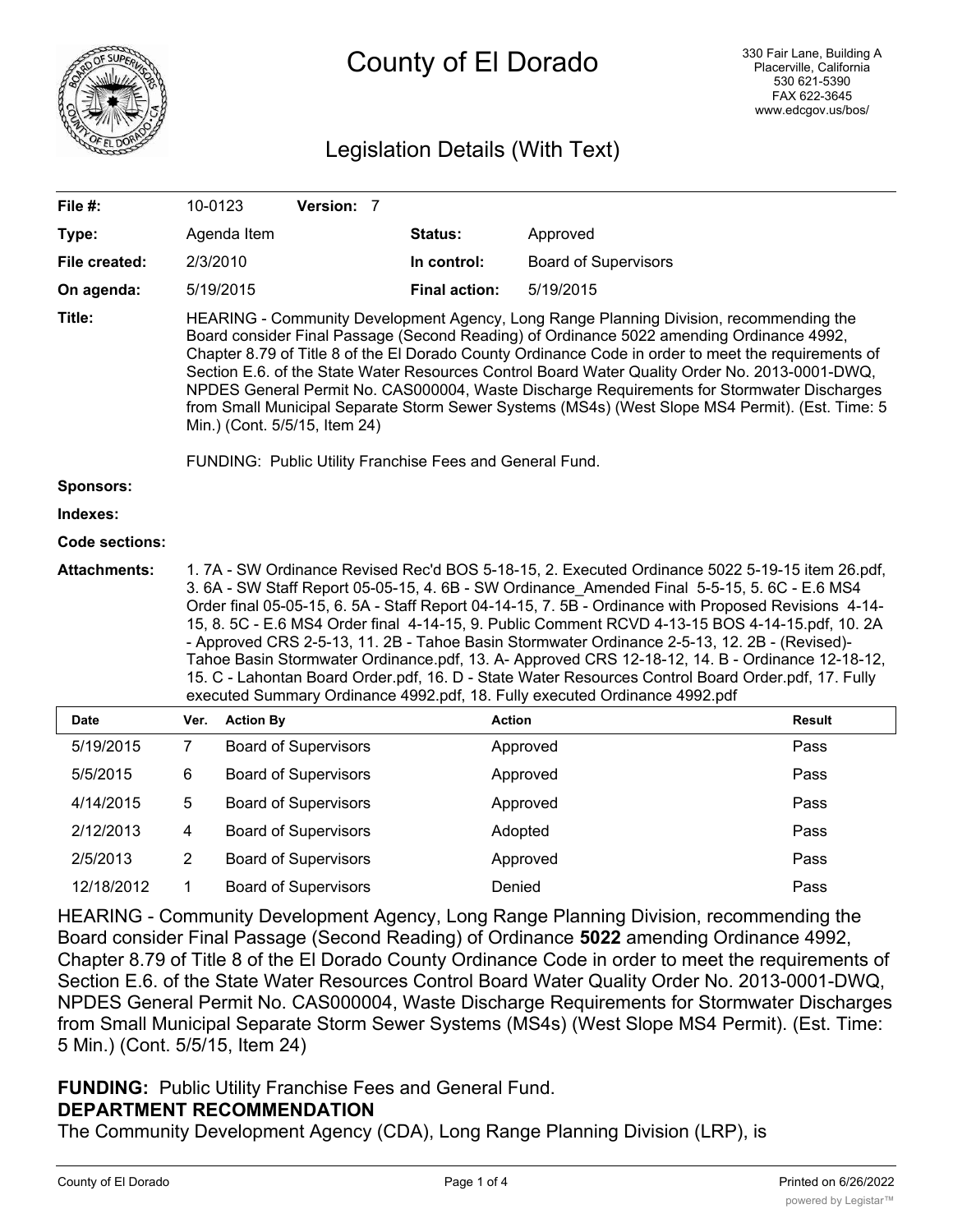# County of El Dorado

330 Fair Lane, Building A
Placerville, California
530 621-5390
FAX 622-3645
www.edcgov.us/bos/

## Legislation Details (With Text)

| | | | |
|---|---|---|---|
| **File #:** | 10-0123 **Version:** 7 | | |
| **Type:** | Agenda Item | **Status:** | Approved |
| **File created:** | 2/3/2010 | **In control:** | Board of Supervisors |
| **On agenda:** | 5/19/2015 | **Final action:** | 5/19/2015 |

**Title:** HEARING - Community Development Agency, Long Range Planning Division, recommending the Board consider Final Passage (Second Reading) of Ordinance 5022 amending Ordinance 4992, Chapter 8.79 of Title 8 of the El Dorado County Ordinance Code in order to meet the requirements of Section E.6. of the State Water Resources Control Board Water Quality Order No. 2013-0001-DWQ, NPDES General Permit No. CAS000004, Waste Discharge Requirements for Stormwater Discharges from Small Municipal Separate Storm Sewer Systems (MS4s) (West Slope MS4 Permit). (Est. Time: 5 Min.) (Cont. 5/5/15, Item 24)

FUNDING: Public Utility Franchise Fees and General Fund.

**Sponsors:**

**Indexes:**

**Code sections:**

**Attachments:** 1. 7A - SW Ordinance Revised Rec'd BOS 5-18-15, 2. Executed Ordinance 5022 5-19-15 item 26.pdf, 3. 6A - SW Staff Report 05-05-15, 4. 6B - SW Ordinance_Amended Final 5-5-15, 5. 6C - E.6 MS4 Order final 05-05-15, 6. 5A - Staff Report 04-14-15, 7. 5B - Ordinance with Proposed Revisions 4-14-15, 8. 5C - E.6 MS4 Order final 4-14-15, 9. Public Comment RCVD 4-13-15 BOS 4-14-15.pdf, 10. 2A - Approved CRS 2-5-13, 11. 2B - Tahoe Basin Stormwater Ordinance 2-5-13, 12. 2B - (Revised)- Tahoe Basin Stormwater Ordinance.pdf, 13. A- Approved CRS 12-18-12, 14. B - Ordinance 12-18-12, 15. C - Lahontan Board Order.pdf, 16. D - State Water Resources Control Board Order.pdf, 17. Fully executed Summary Ordinance 4992.pdf, 18. Fully executed Ordinance 4992.pdf

| Date | Ver. | Action By | Action | Result |
|---|---|---|---|---|
| 5/19/2015 | 7 | Board of Supervisors | Approved | Pass |
| 5/5/2015 | 6 | Board of Supervisors | Approved | Pass |
| 4/14/2015 | 5 | Board of Supervisors | Approved | Pass |
| 2/12/2013 | 4 | Board of Supervisors | Adopted | Pass |
| 2/5/2013 | 2 | Board of Supervisors | Approved | Pass |
| 12/18/2012 | 1 | Board of Supervisors | Denied | Pass |

HEARING - Community Development Agency, Long Range Planning Division, recommending the Board consider Final Passage (Second Reading) of Ordinance **5022** amending Ordinance 4992, Chapter 8.79 of Title 8 of the El Dorado County Ordinance Code in order to meet the requirements of Section E.6. of the State Water Resources Control Board Water Quality Order No. 2013-0001-DWQ, NPDES General Permit No. CAS000004, Waste Discharge Requirements for Stormwater Discharges from Small Municipal Separate Storm Sewer Systems (MS4s) (West Slope MS4 Permit). (Est. Time: 5 Min.) (Cont. 5/5/15, Item 24)

**FUNDING:** Public Utility Franchise Fees and General Fund.

**DEPARTMENT RECOMMENDATION**

The Community Development Agency (CDA), Long Range Planning Division (LRP), is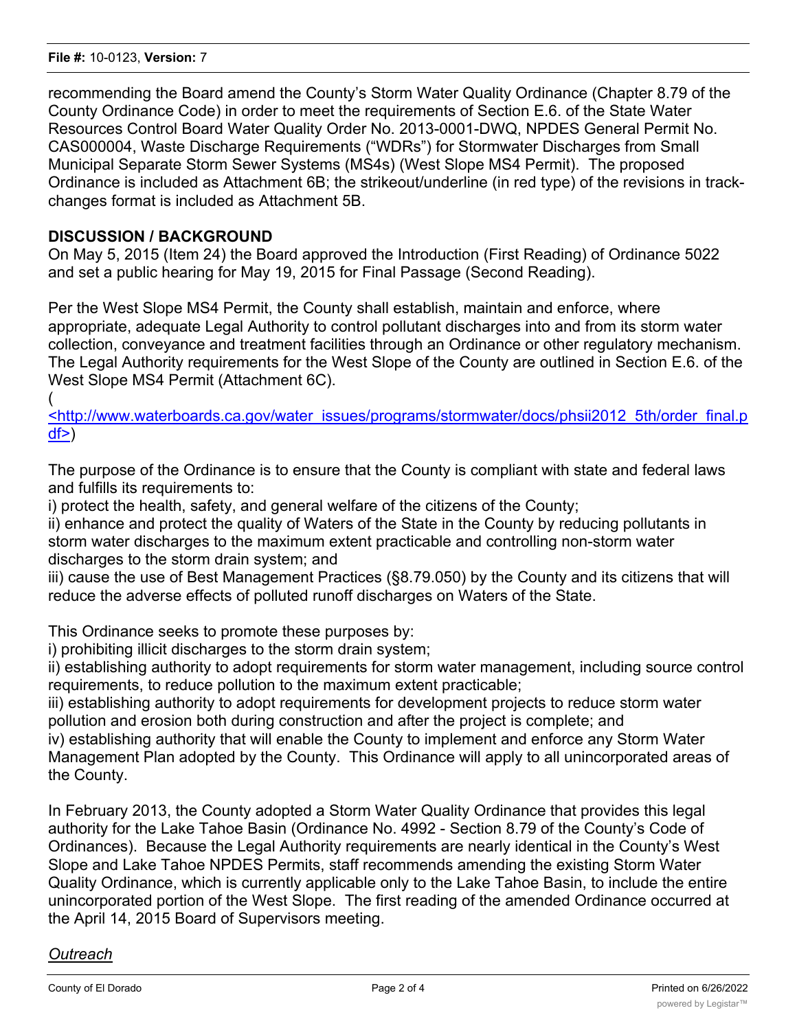recommending the Board amend the County's Storm Water Quality Ordinance (Chapter 8.79 of the County Ordinance Code) in order to meet the requirements of Section E.6. of the State Water Resources Control Board Water Quality Order No. 2013-0001-DWQ, NPDES General Permit No. CAS000004, Waste Discharge Requirements ("WDRs") for Stormwater Discharges from Small Municipal Separate Storm Sewer Systems (MS4s) (West Slope MS4 Permit). The proposed Ordinance is included as Attachment 6B; the strikeout/underline (in red type) of the revisions in track-changes format is included as Attachment 5B.

**DISCUSSION / BACKGROUND**

On May 5, 2015 (Item 24) the Board approved the Introduction (First Reading) of Ordinance 5022 and set a public hearing for May 19, 2015 for Final Passage (Second Reading).

Per the West Slope MS4 Permit, the County shall establish, maintain and enforce, where appropriate, adequate Legal Authority to control pollutant discharges into and from its storm water collection, conveyance and treatment facilities through an Ordinance or other regulatory mechanism. The Legal Authority requirements for the West Slope of the County are outlined in Section E.6. of the West Slope MS4 Permit (Attachment 6C).
(<http://www.waterboards.ca.gov/water_issues/programs/stormwater/docs/phsii2012_5th/order_final.pdf>)

The purpose of the Ordinance is to ensure that the County is compliant with state and federal laws and fulfills its requirements to:
i) protect the health, safety, and general welfare of the citizens of the County;
ii) enhance and protect the quality of Waters of the State in the County by reducing pollutants in storm water discharges to the maximum extent practicable and controlling non-storm water discharges to the storm drain system; and
iii) cause the use of Best Management Practices (§8.79.050) by the County and its citizens that will reduce the adverse effects of polluted runoff discharges on Waters of the State.

This Ordinance seeks to promote these purposes by:
i) prohibiting illicit discharges to the storm drain system;
ii) establishing authority to adopt requirements for storm water management, including source control requirements, to reduce pollution to the maximum extent practicable;
iii) establishing authority to adopt requirements for development projects to reduce storm water pollution and erosion both during construction and after the project is complete; and
iv) establishing authority that will enable the County to implement and enforce any Storm Water Management Plan adopted by the County. This Ordinance will apply to all unincorporated areas of the County.

In February 2013, the County adopted a Storm Water Quality Ordinance that provides this legal authority for the Lake Tahoe Basin (Ordinance No. 4992 - Section 8.79 of the County's Code of Ordinances). Because the Legal Authority requirements are nearly identical in the County's West Slope and Lake Tahoe NPDES Permits, staff recommends amending the existing Storm Water Quality Ordinance, which is currently applicable only to the Lake Tahoe Basin, to include the entire unincorporated portion of the West Slope. The first reading of the amended Ordinance occurred at the April 14, 2015 Board of Supervisors meeting.

*Outreach*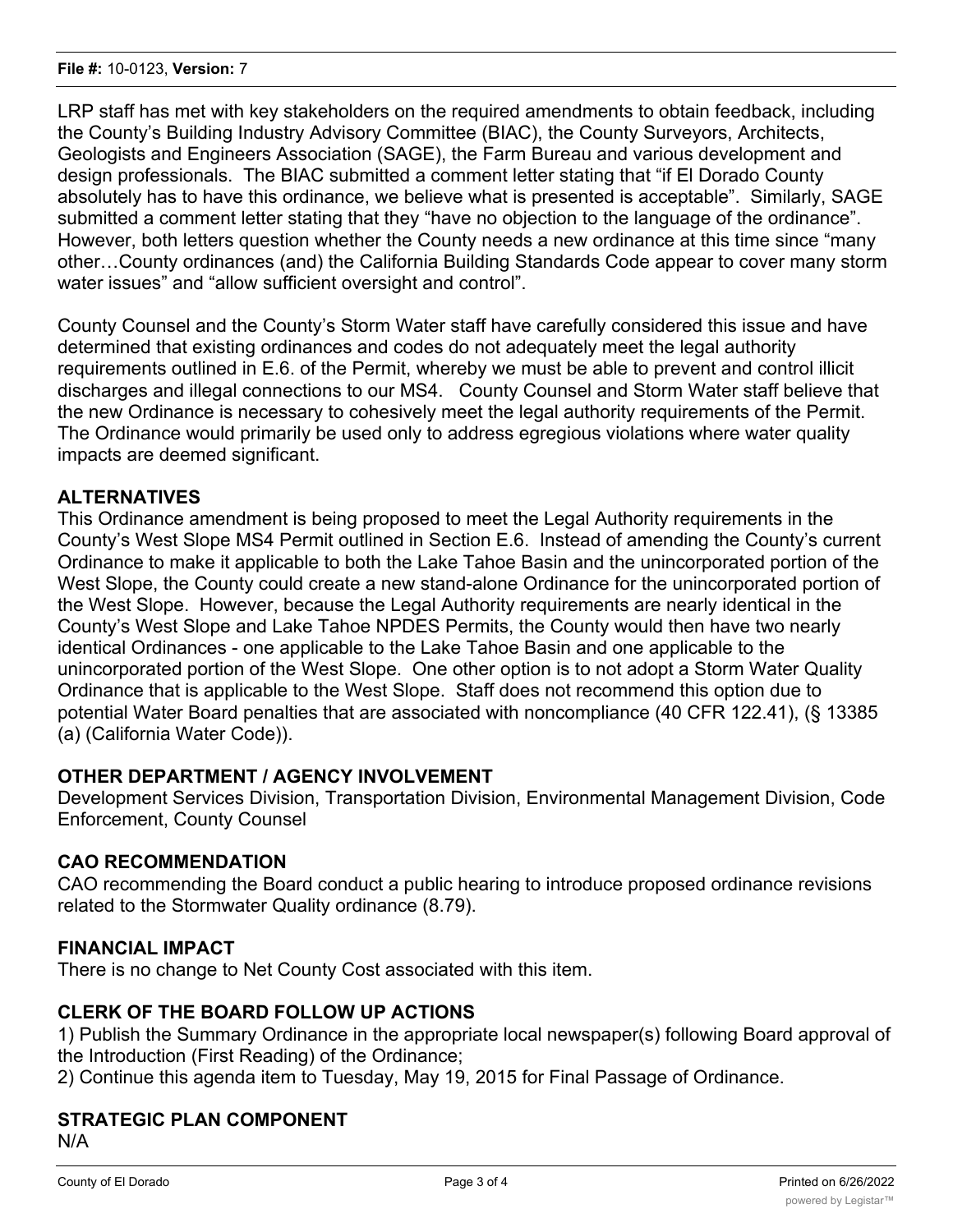LRP staff has met with key stakeholders on the required amendments to obtain feedback, including the County's Building Industry Advisory Committee (BIAC), the County Surveyors, Architects, Geologists and Engineers Association (SAGE), the Farm Bureau and various development and design professionals. The BIAC submitted a comment letter stating that "if El Dorado County absolutely has to have this ordinance, we believe what is presented is acceptable". Similarly, SAGE submitted a comment letter stating that they "have no objection to the language of the ordinance". However, both letters question whether the County needs a new ordinance at this time since "many other…County ordinances (and) the California Building Standards Code appear to cover many storm water issues" and "allow sufficient oversight and control".

County Counsel and the County's Storm Water staff have carefully considered this issue and have determined that existing ordinances and codes do not adequately meet the legal authority requirements outlined in E.6. of the Permit, whereby we must be able to prevent and control illicit discharges and illegal connections to our MS4. County Counsel and Storm Water staff believe that the new Ordinance is necessary to cohesively meet the legal authority requirements of the Permit. The Ordinance would primarily be used only to address egregious violations where water quality impacts are deemed significant.

## ALTERNATIVES

This Ordinance amendment is being proposed to meet the Legal Authority requirements in the County's West Slope MS4 Permit outlined in Section E.6. Instead of amending the County's current Ordinance to make it applicable to both the Lake Tahoe Basin and the unincorporated portion of the West Slope, the County could create a new stand-alone Ordinance for the unincorporated portion of the West Slope. However, because the Legal Authority requirements are nearly identical in the County's West Slope and Lake Tahoe NPDES Permits, the County would then have two nearly identical Ordinances - one applicable to the Lake Tahoe Basin and one applicable to the unincorporated portion of the West Slope. One other option is to not adopt a Storm Water Quality Ordinance that is applicable to the West Slope. Staff does not recommend this option due to potential Water Board penalties that are associated with noncompliance (40 CFR 122.41), (§ 13385 (a) (California Water Code)).

## OTHER DEPARTMENT / AGENCY INVOLVEMENT

Development Services Division, Transportation Division, Environmental Management Division, Code Enforcement, County Counsel

## CAO RECOMMENDATION

CAO recommending the Board conduct a public hearing to introduce proposed ordinance revisions related to the Stormwater Quality ordinance (8.79).

## FINANCIAL IMPACT

There is no change to Net County Cost associated with this item.

## CLERK OF THE BOARD FOLLOW UP ACTIONS

1) Publish the Summary Ordinance in the appropriate local newspaper(s) following Board approval of the Introduction (First Reading) of the Ordinance;
2) Continue this agenda item to Tuesday, May 19, 2015 for Final Passage of Ordinance.

## STRATEGIC PLAN COMPONENT

N/A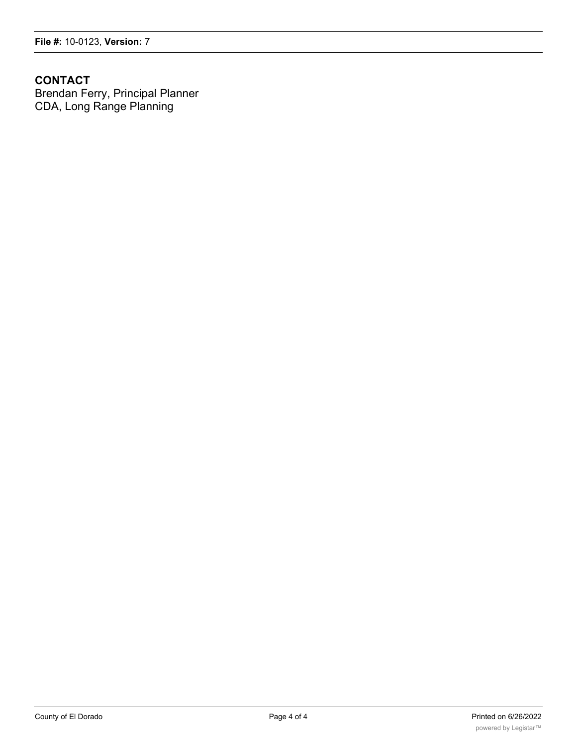**CONTACT**

Brendan Ferry, Principal Planner
CDA, Long Range Planning